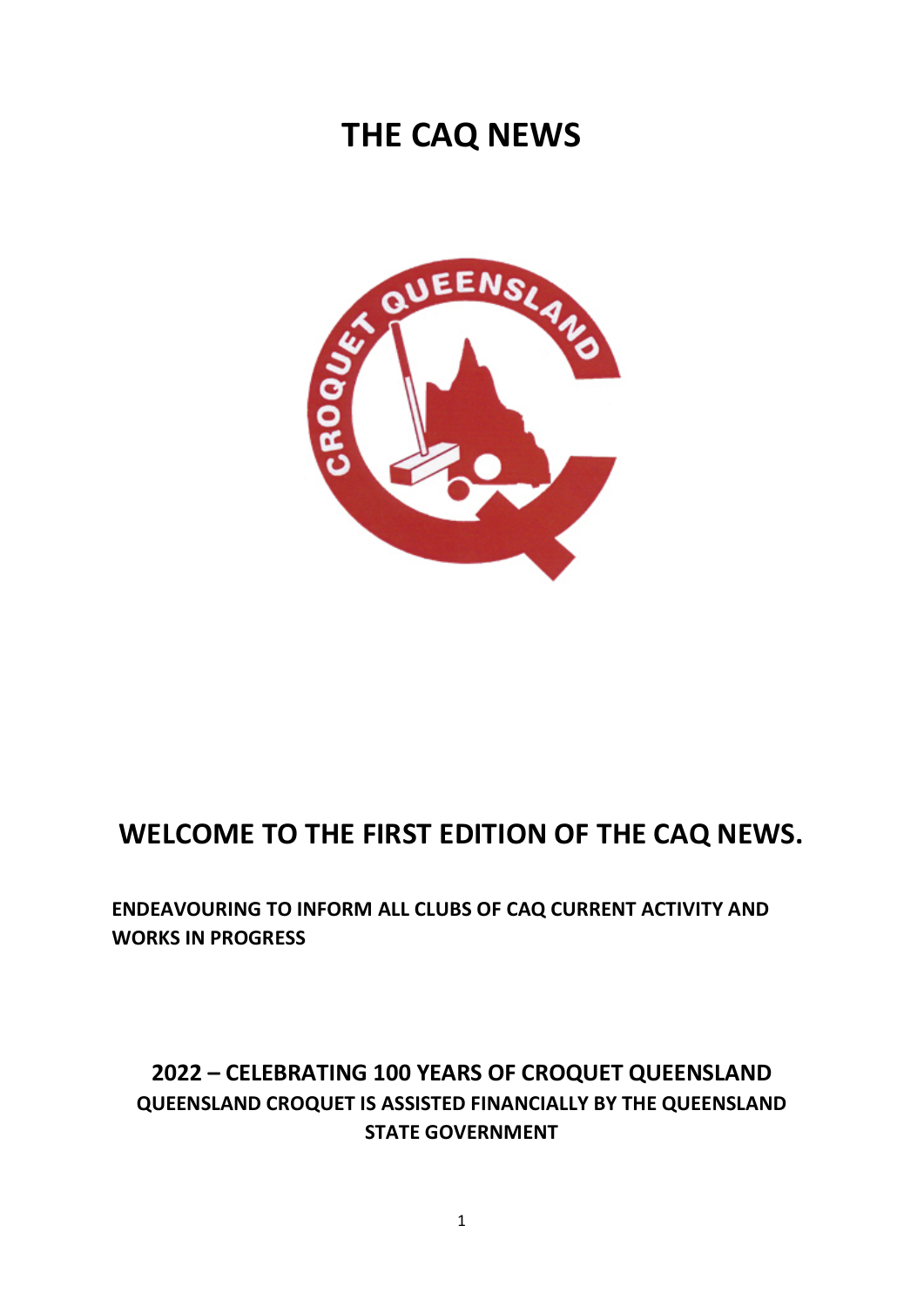# THE CAQ NEWS

## WELCOME TO THE FIRST EDITION OF THE CAQ NEWS.

**ENDEAVOURING TO INFORM ALL CLUBS OF CAQ CURRENT ACTIVITY AND WORKS IN PROGRESS**

### 2022 – CELEBRATING 100 YEARS OF CROQUET QUEENSLAND

**QUEENSLAND CROQUET IS ASSISTED FINANCIALLY BY THE QUEENSLAND STATE GOVERNMENT**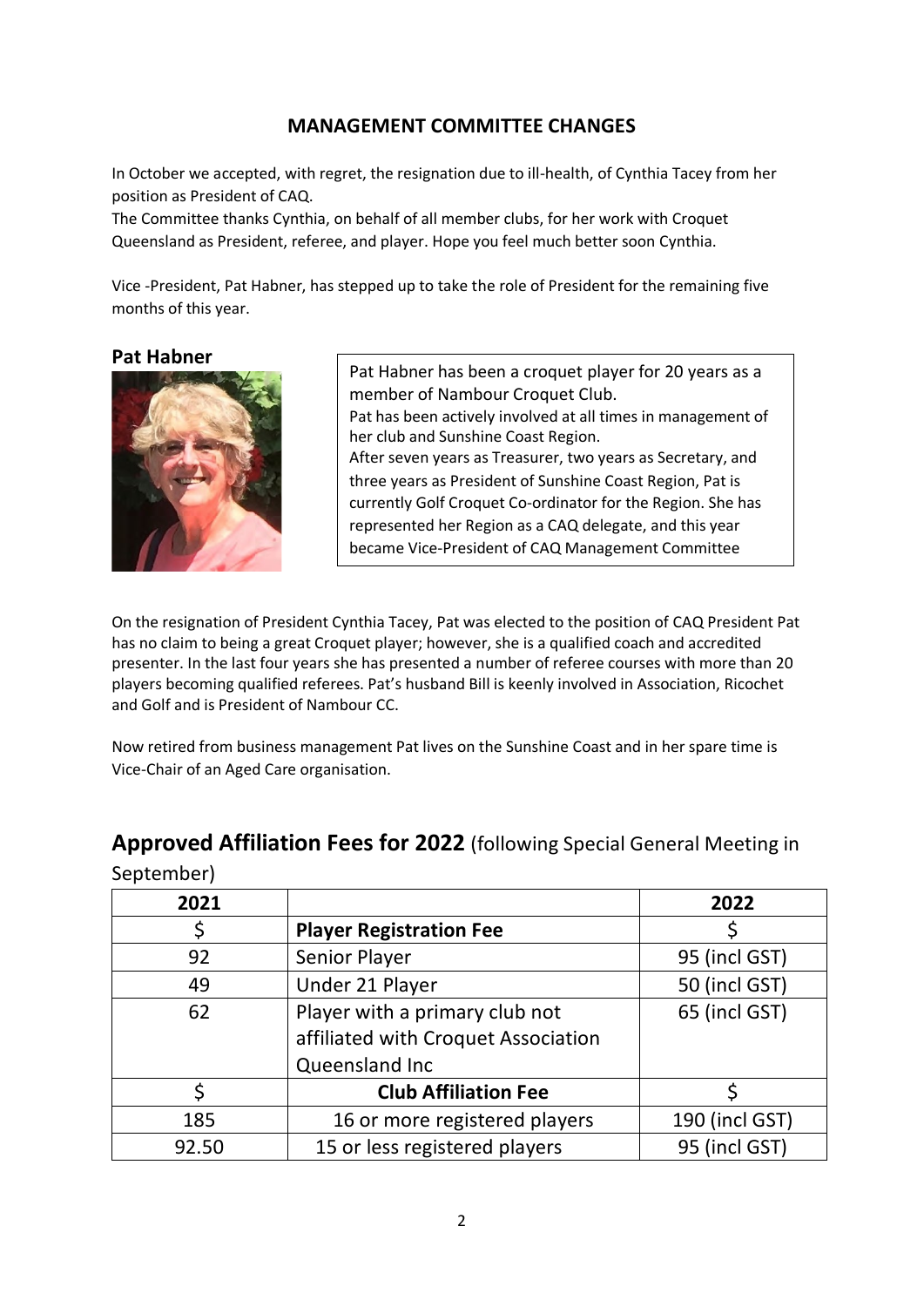## MANAGEMENT COMMITTEE CHANGES

In October we accepted, with regret, the resignation due to ill-health, of Cynthia Tacey from her position as President of CAQ.
The Committee thanks Cynthia, on behalf of all member clubs, for her work with Croquet Queensland as President, referee, and player. Hope you feel much better soon Cynthia.

Vice -President, Pat Habner, has stepped up to take the role of President for the remaining five months of this year.

### Pat Habner

Pat Habner has been a croquet player for 20 years as a member of Nambour Croquet Club.
Pat has been actively involved at all times in management of her club and Sunshine Coast Region.
After seven years as Treasurer, two years as Secretary, and three years as President of Sunshine Coast Region, Pat is currently Golf Croquet Co-ordinator for the Region. She has represented her Region as a CAQ delegate, and this year became Vice-President of CAQ Management Committee

On the resignation of President Cynthia Tacey, Pat was elected to the position of CAQ President Pat has no claim to being a great Croquet player; however, she is a qualified coach and accredited presenter. In the last four years she has presented a number of referee courses with more than 20 players becoming qualified referees. Pat's husband Bill is keenly involved in Association, Ricochet and Golf and is President of Nambour CC.

Now retired from business management Pat lives on the Sunshine Coast and in her spare time is Vice-Chair of an Aged Care organisation.

## **Approved Affiliation Fees for 2022** (following Special General Meeting in September)

| 2021 | | 2022 |
|---|---|---|
| $ | **Player Registration Fee** | $ |
| 92 | Senior Player | 95 (incl GST) |
| 49 | Under 21 Player | 50 (incl GST) |
| 62 | Player with a primary club not affiliated with Croquet Association Queensland Inc | 65 (incl GST) |
| $ | **Club Affiliation Fee** | $ |
| 185 | 16 or more registered players | 190 (incl GST) |
| 92.50 | 15 or less registered players | 95 (incl GST) |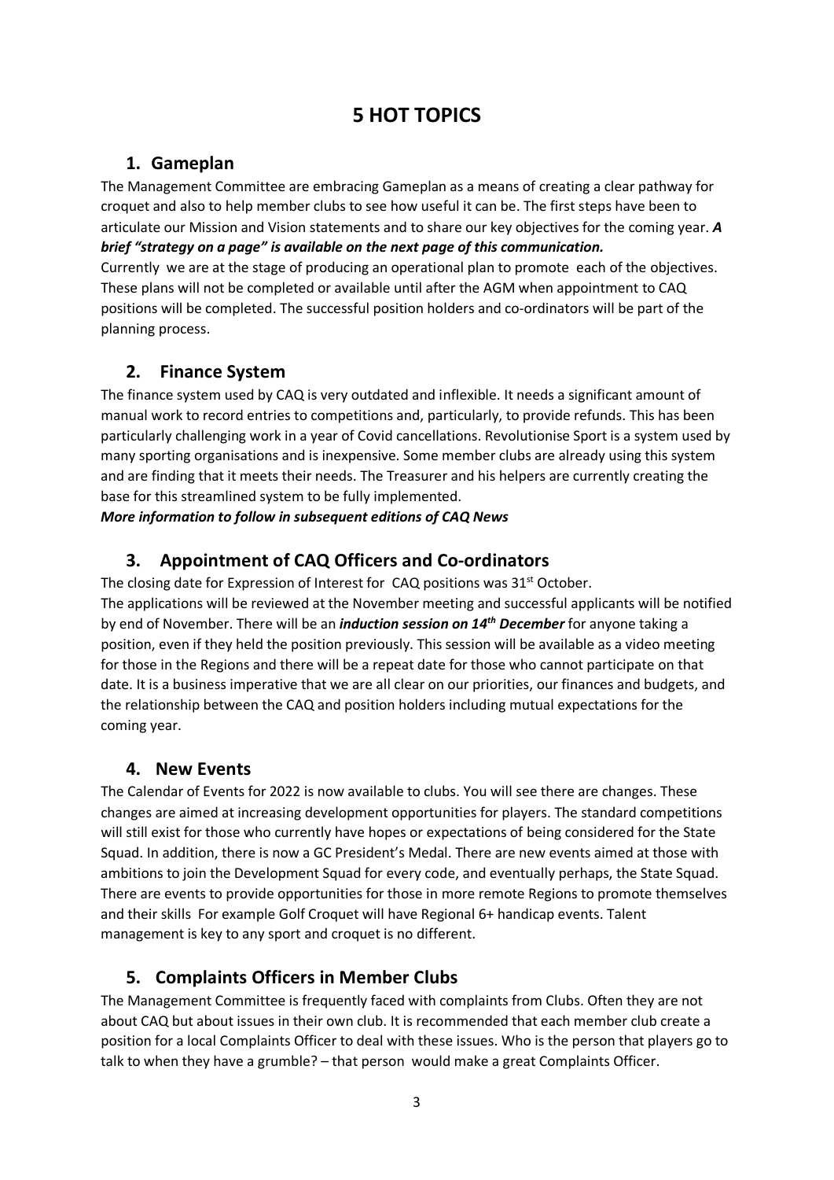# 5 HOT TOPICS

## 1. Gameplan

The Management Committee are embracing Gameplan as a means of creating a clear pathway for croquet and also to help member clubs to see how useful it can be. The first steps have been to articulate our Mission and Vision statements and to share our key objectives for the coming year. ***A brief "strategy on a page" is available on the next page of this communication.***

Currently we are at the stage of producing an operational plan to promote each of the objectives. These plans will not be completed or available until after the AGM when appointment to CAQ positions will be completed. The successful position holders and co-ordinators will be part of the planning process.

## 2. Finance System

The finance system used by CAQ is very outdated and inflexible. It needs a significant amount of manual work to record entries to competitions and, particularly, to provide refunds. This has been particularly challenging work in a year of Covid cancellations. Revolutionise Sport is a system used by many sporting organisations and is inexpensive. Some member clubs are already using this system and are finding that it meets their needs. The Treasurer and his helpers are currently creating the base for this streamlined system to be fully implemented.

***More information to follow in subsequent editions of CAQ News***

## 3. Appointment of CAQ Officers and Co-ordinators

The closing date for Expression of Interest for CAQ positions was 31st October.

The applications will be reviewed at the November meeting and successful applicants will be notified by end of November. There will be an ***induction session on 14th December*** for anyone taking a position, even if they held the position previously. This session will be available as a video meeting for those in the Regions and there will be a repeat date for those who cannot participate on that date. It is a business imperative that we are all clear on our priorities, our finances and budgets, and the relationship between the CAQ and position holders including mutual expectations for the coming year.

## 4. New Events

The Calendar of Events for 2022 is now available to clubs. You will see there are changes. These changes are aimed at increasing development opportunities for players. The standard competitions will still exist for those who currently have hopes or expectations of being considered for the State Squad. In addition, there is now a GC President's Medal. There are new events aimed at those with ambitions to join the Development Squad for every code, and eventually perhaps, the State Squad. There are events to provide opportunities for those in more remote Regions to promote themselves and their skills For example Golf Croquet will have Regional 6+ handicap events. Talent management is key to any sport and croquet is no different.

## 5. Complaints Officers in Member Clubs

The Management Committee is frequently faced with complaints from Clubs. Often they are not about CAQ but about issues in their own club. It is recommended that each member club create a position for a local Complaints Officer to deal with these issues. Who is the person that players go to talk to when they have a grumble? – that person would make a great Complaints Officer.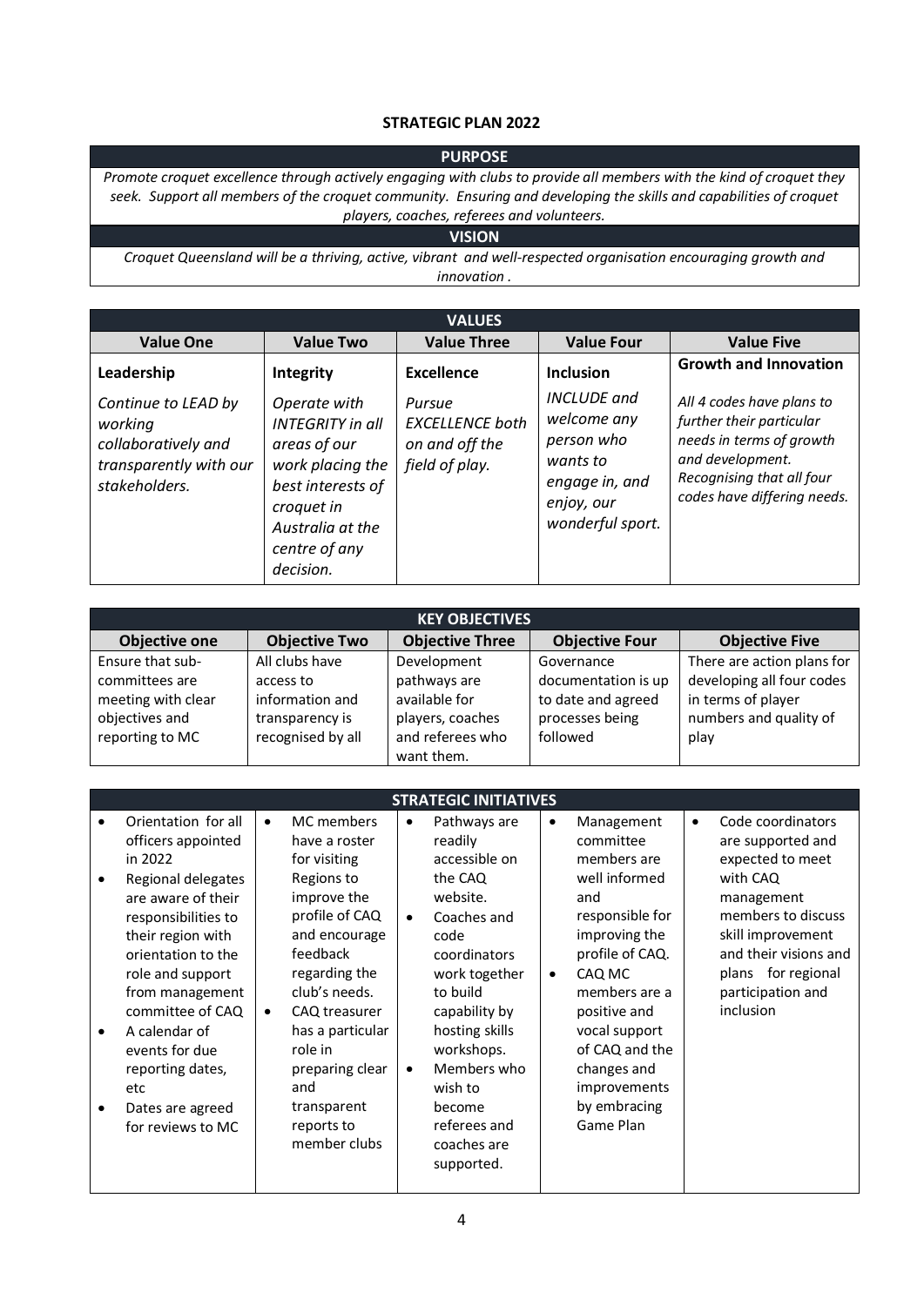**STRATEGIC PLAN 2022**

| PURPOSE |
|---|
| *Promote croquet excellence through actively engaging with clubs to provide all members with the kind of croquet they seek. Support all members of the croquet community. Ensuring and developing the skills and capabilities of croquet players, coaches, referees and volunteers.* |
| **VISION** |
| *Croquet Queensland will be a thriving, active, vibrant and well-respected organisation encouraging growth and innovation .* |

| VALUES | | | | |
|---|---|---|---|---|
| **Value One** | **Value Two** | **Value Three** | **Value Four** | **Value Five** |
| **Leadership**<br><br>*Continue to LEAD by working collaboratively and transparently with our stakeholders.* | **Integrity**<br><br>*Operate with INTEGRITY in all areas of our work placing the best interests of croquet in Australia at the centre of any decision.* | **Excellence**<br><br>*Pursue EXCELLENCE both on and off the field of play.* | **Inclusion**<br><br>*INCLUDE and welcome any person who wants to engage in, and enjoy, our wonderful sport.* | **Growth and Innovation**<br><br>*All 4 codes have plans to further their particular needs in terms of growth and development. Recognising that all four codes have differing needs.* |

| KEY OBJECTIVES | | | | |
|---|---|---|---|---|
| **Objective one** | **Objective Two** | **Objective Three** | **Objective Four** | **Objective Five** |
| Ensure that sub-committees are meeting with clear objectives and reporting to MC | All clubs have access to information and transparency is recognised by all | Development pathways are available for players, coaches and referees who want them. | Governance documentation is up to date and agreed processes being followed | There are action plans for developing all four codes in terms of player numbers and quality of play |

| STRATEGIC INITIATIVES | | | | |
|---|---|---|---|---|
| • Orientation for all officers appointed in 2022<br>• Regional delegates are aware of their responsibilities to their region with orientation to the role and support from management committee of CAQ<br>• A calendar of events for due reporting dates, etc<br>• Dates are agreed for reviews to MC | • MC members have a roster for visiting Regions to improve the profile of CAQ and encourage feedback regarding the club's needs.<br>• CAQ treasurer has a particular role in preparing clear and transparent reports to member clubs | • Pathways are readily accessible on the CAQ website.<br>• Coaches and code coordinators work together to build capability by hosting skills workshops.<br>• Members who wish to become referees and coaches are supported. | • Management committee members are well informed and responsible for improving the profile of CAQ.<br>• CAQ MC members are a positive and vocal support of CAQ and the changes and improvements by embracing Game Plan | • Code coordinators are supported and expected to meet with CAQ management members to discuss skill improvement and their visions and plans for regional participation and inclusion |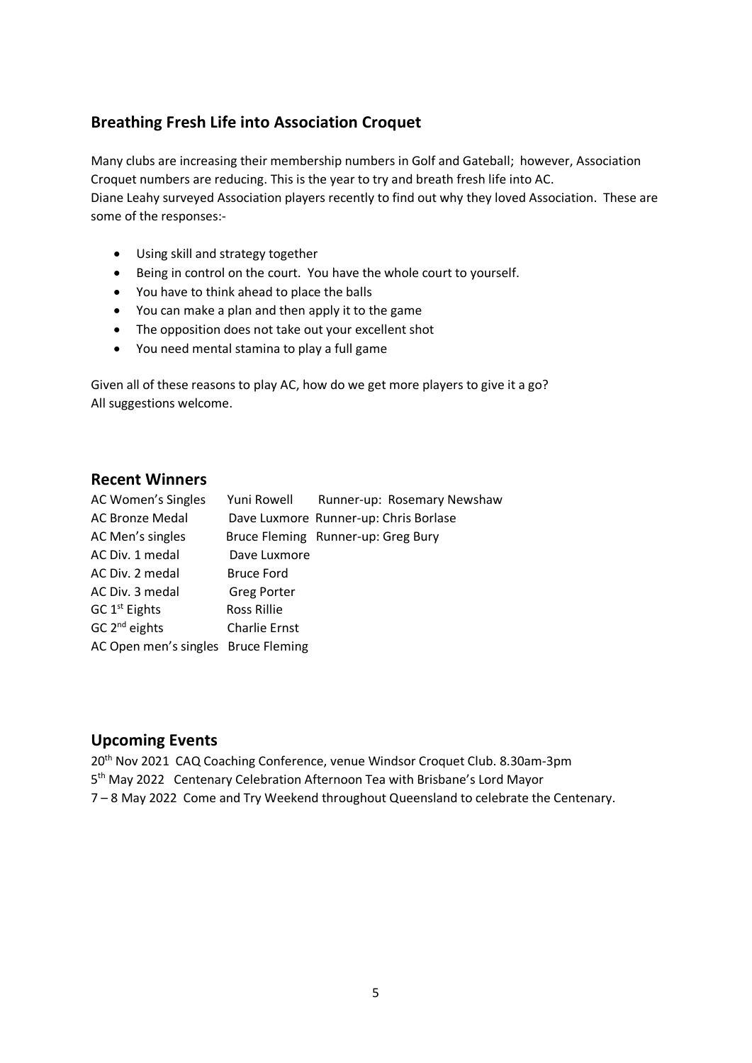## Breathing Fresh Life into Association Croquet

Many clubs are increasing their membership numbers in Golf and Gateball; however, Association Croquet numbers are reducing. This is the year to try and breath fresh life into AC.
Diane Leahy surveyed Association players recently to find out why they loved Association. These are some of the responses:-

- Using skill and strategy together
- Being in control on the court. You have the whole court to yourself.
- You have to think ahead to place the balls
- You can make a plan and then apply it to the game
- The opposition does not take out your excellent shot
- You need mental stamina to play a full game

Given all of these reasons to play AC, how do we get more players to give it a go?
All suggestions welcome.

## Recent Winners

| | | |
|---|---|---|
| AC Women's Singles | Yuni Rowell | Runner-up: Rosemary Newshaw |
| AC Bronze Medal | Dave Luxmore | Runner-up: Chris Borlase |
| AC Men's singles | Bruce Fleming | Runner-up: Greg Bury |
| AC Div. 1 medal | Dave Luxmore | |
| AC Div. 2 medal | Bruce Ford | |
| AC Div. 3 medal | Greg Porter | |
| GC 1st Eights | Ross Rillie | |
| GC 2nd eights | Charlie Ernst | |
| AC Open men's singles | Bruce Fleming | |

## Upcoming Events

20th Nov 2021 CAQ Coaching Conference, venue Windsor Croquet Club. 8.30am-3pm
5th May 2022 Centenary Celebration Afternoon Tea with Brisbane's Lord Mayor
7 – 8 May 2022 Come and Try Weekend throughout Queensland to celebrate the Centenary.